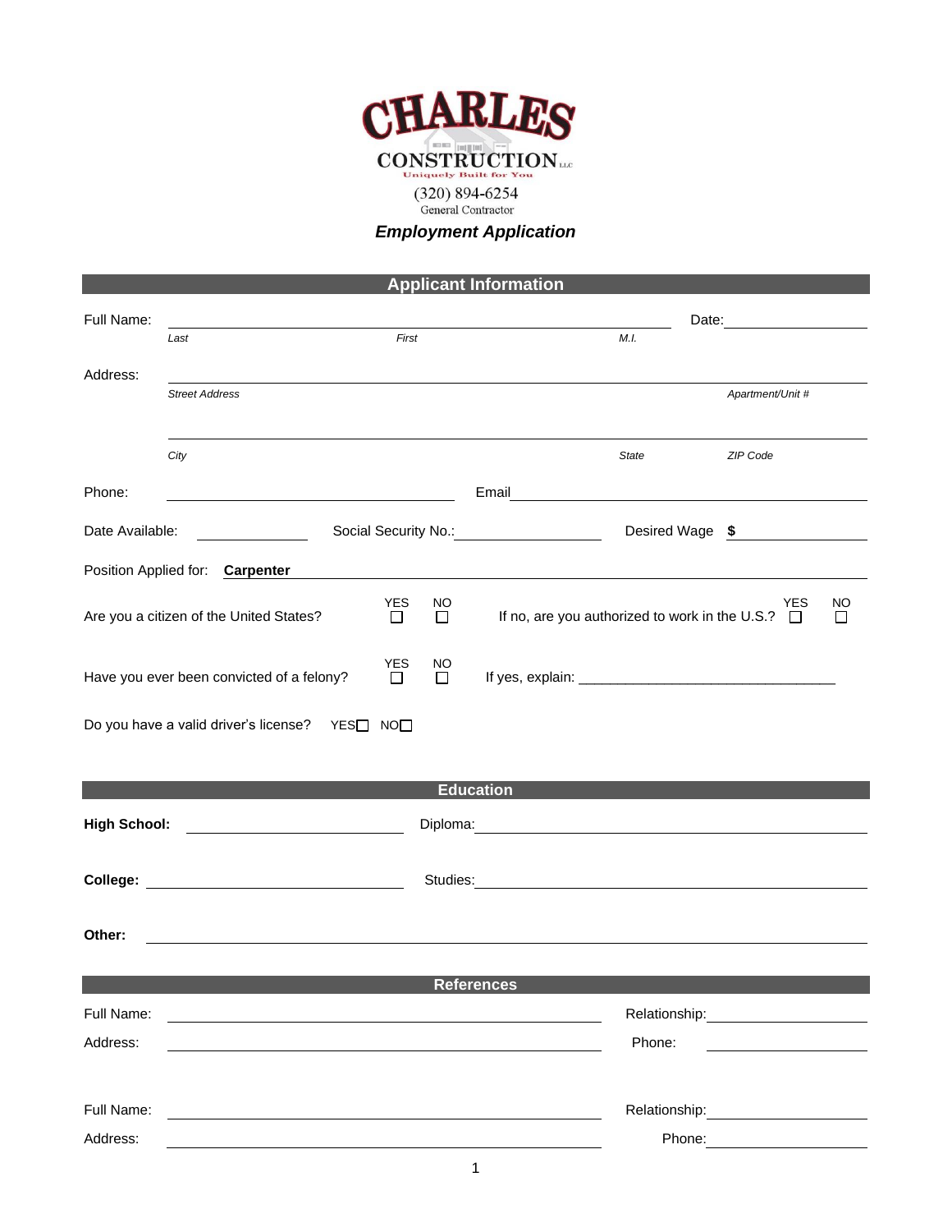# CHARLES CONSTRUCTION LLC

Uniquely Built for You

(320) 894-6254

General Contractor

## *Employment Application*

## Applicant Information

Full Name: ______________________________ Date: ____________

*Last* *First* *M.I.*

Address: ______________________________

*Street Address* *Apartment/Unit #*

______________________________

*City* *State* *ZIP Code*

Phone: ______________ Email ______________

Date Available: __________ Social Security No.: __________ Desired Wage **$** __________

Position Applied for: **Carpenter**

Are you a citizen of the United States? YES ☐ NO ☐ If no, are you authorized to work in the U.S.? YES ☐ NO ☐

Have you ever been convicted of a felony? YES ☐ NO ☐ If yes, explain: ________________________________

Do you have a valid driver's license? YES☐ NO☐

## Education

**High School:** ______________ Diploma: ______________

**College:** ______________ Studies: ______________

**Other:** ______________

## References

Full Name: ______________ Relationship: ______________

Address: ______________ Phone: ______________

Full Name: ______________ Relationship: ______________

Address: ______________ Phone: ______________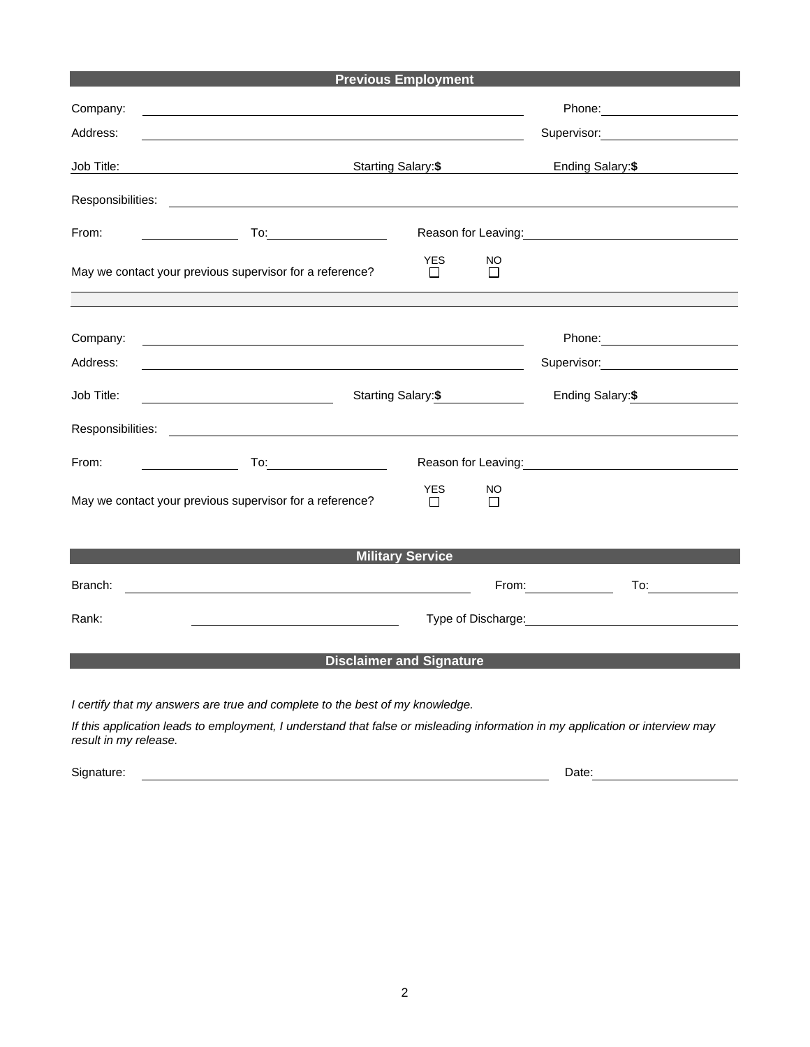## Previous Employment

Company: \_\_\_\_\_\_\_\_\_\_\_\_\_\_\_\_\_\_\_\_\_\_\_\_\_\_\_\_\_\_ Phone: \_\_\_\_\_\_\_\_\_\_\_\_\_\_\_\_

Address: \_\_\_\_\_\_\_\_\_\_\_\_\_\_\_\_\_\_\_\_\_\_\_\_\_\_\_\_\_\_ Supervisor: \_\_\_\_\_\_\_\_\_\_\_\_\_\_\_\_

Job Title: \_\_\_\_\_\_\_\_\_\_\_\_\_\_\_\_ Starting Salary: **$** \_\_\_\_\_\_\_\_ Ending Salary: **$** \_\_\_\_\_\_\_\_

Responsibilities: \_\_\_\_\_\_\_\_\_\_\_\_\_\_\_\_\_\_\_\_\_\_\_\_\_\_\_\_\_\_\_\_\_\_\_\_\_\_\_\_\_\_\_\_

From: \_\_\_\_\_\_\_\_ To: \_\_\_\_\_\_\_\_ Reason for Leaving: \_\_\_\_\_\_\_\_\_\_\_\_\_\_\_\_\_\_\_\_

May we contact your previous supervisor for a reference? YES ☐ NO ☐

---

Company: \_\_\_\_\_\_\_\_\_\_\_\_\_\_\_\_\_\_\_\_\_\_\_\_\_\_\_\_\_\_ Phone: \_\_\_\_\_\_\_\_\_\_\_\_\_\_\_\_

Address: \_\_\_\_\_\_\_\_\_\_\_\_\_\_\_\_\_\_\_\_\_\_\_\_\_\_\_\_\_\_ Supervisor: \_\_\_\_\_\_\_\_\_\_\_\_\_\_\_\_

Job Title: \_\_\_\_\_\_\_\_\_\_\_\_\_\_\_\_ Starting Salary: **$** \_\_\_\_\_\_\_\_ Ending Salary: **$** \_\_\_\_\_\_\_\_

Responsibilities: \_\_\_\_\_\_\_\_\_\_\_\_\_\_\_\_\_\_\_\_\_\_\_\_\_\_\_\_\_\_\_\_\_\_\_\_\_\_\_\_\_\_\_\_

From: \_\_\_\_\_\_\_\_ To: \_\_\_\_\_\_\_\_ Reason for Leaving: \_\_\_\_\_\_\_\_\_\_\_\_\_\_\_\_\_\_\_\_

May we contact your previous supervisor for a reference? YES ☐ NO ☐

## Military Service

Branch: \_\_\_\_\_\_\_\_\_\_\_\_\_\_\_\_\_\_\_\_\_\_\_\_\_\_\_\_\_\_ From: \_\_\_\_\_\_\_\_ To: \_\_\_\_\_\_\_\_

Rank: \_\_\_\_\_\_\_\_\_\_\_\_\_\_\_\_\_\_\_\_ Type of Discharge: \_\_\_\_\_\_\_\_\_\_\_\_\_\_\_\_\_\_\_\_

## Disclaimer and Signature

*I certify that my answers are true and complete to the best of my knowledge.*

*If this application leads to employment, I understand that false or misleading information in my application or interview may result in my release.*

Signature: \_\_\_\_\_\_\_\_\_\_\_\_\_\_\_\_\_\_\_\_\_\_\_\_\_\_\_\_\_\_\_\_\_\_\_\_\_\_\_\_ Date: \_\_\_\_\_\_\_\_\_\_\_\_\_\_\_\_